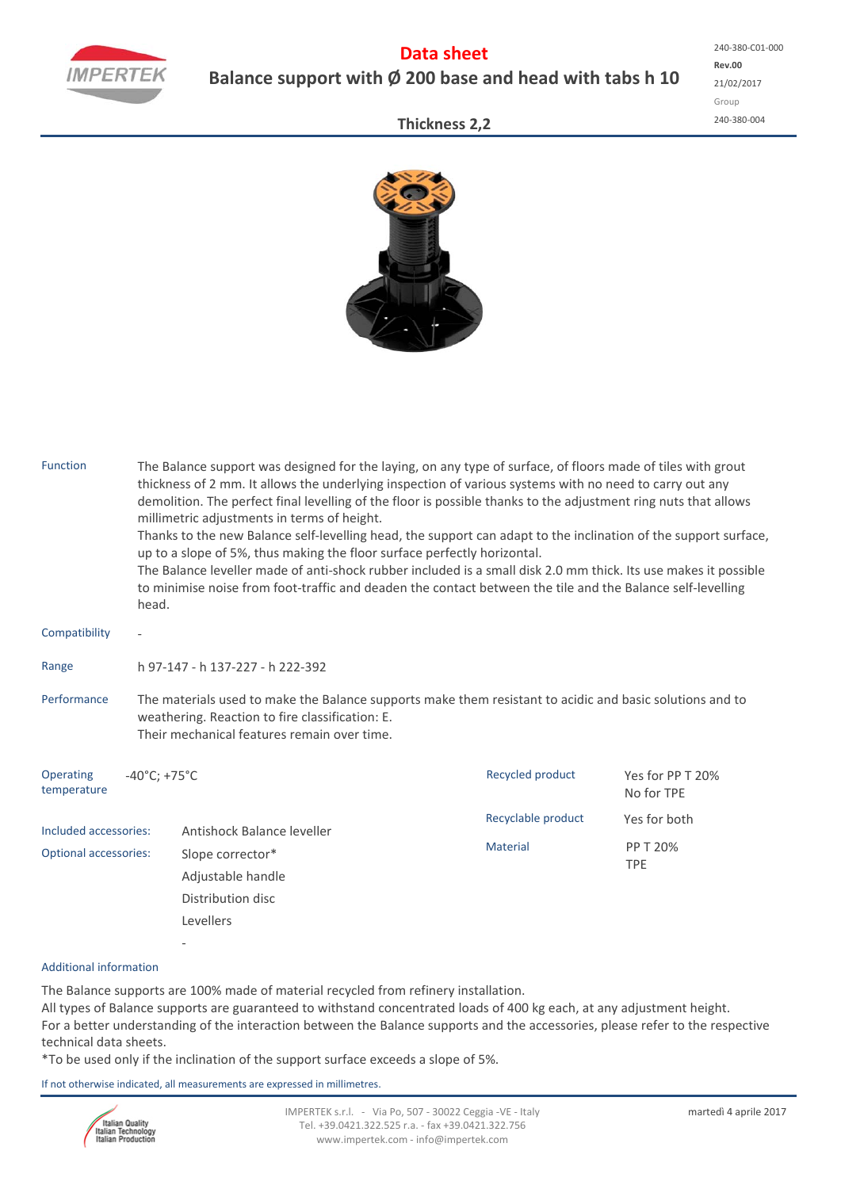# Data sheet

## Balance support with Ø 200 base and head with tabs h 10

240-380-C01-000
**Rev.00**
21/02/2017
Group
240-380-004

### Thickness 2,2

**Function**

The Balance support was designed for the laying, on any type of surface, of floors made of tiles with grout thickness of 2 mm. It allows the underlying inspection of various systems with no need to carry out any demolition. The perfect final levelling of the floor is possible thanks to the adjustment ring nuts that allows millimetric adjustments in terms of height.
Thanks to the new Balance self-levelling head, the support can adapt to the inclination of the support surface, up to a slope of 5%, thus making the floor surface perfectly horizontal.
The Balance leveller made of anti-shock rubber included is a small disk 2.0 mm thick. Its use makes it possible to minimise noise from foot-traffic and deaden the contact between the tile and the Balance self-levelling head.

**Compatibility**

-

**Range**

h 97-147 - h 137-227 - h 222-392

**Performance**

The materials used to make the Balance supports make them resistant to acidic and basic solutions and to weathering. Reaction to fire classification: E.
Their mechanical features remain over time.

**Operating temperature**

-40°C; +75°C

**Included accessories:** Antishock Balance leveller

**Optional accessories:**
- Slope corrector*
- Adjustable handle
- Distribution disc
- Levellers
- -

**Recycled product:** Yes for PP T 20%; No for TPE

**Recyclable product:** Yes for both

**Material:** PP T 20%; TPE

**Additional information**

The Balance supports are 100% made of material recycled from refinery installation.
All types of Balance supports are guaranteed to withstand concentrated loads of 400 kg each, at any adjustment height.
For a better understanding of the interaction between the Balance supports and the accessories, please refer to the respective technical data sheets.
*To be used only if the inclination of the support surface exceeds a slope of 5%.

If not otherwise indicated, all measurements are expressed in millimetres.

IMPERTEK s.r.l. - Via Po, 507 - 30022 Ceggia -VE - Italy
Tel. +39.0421.322.525 r.a. - fax +39.0421.322.756
www.impertek.com - info@impertek.com

martedì 4 aprile 2017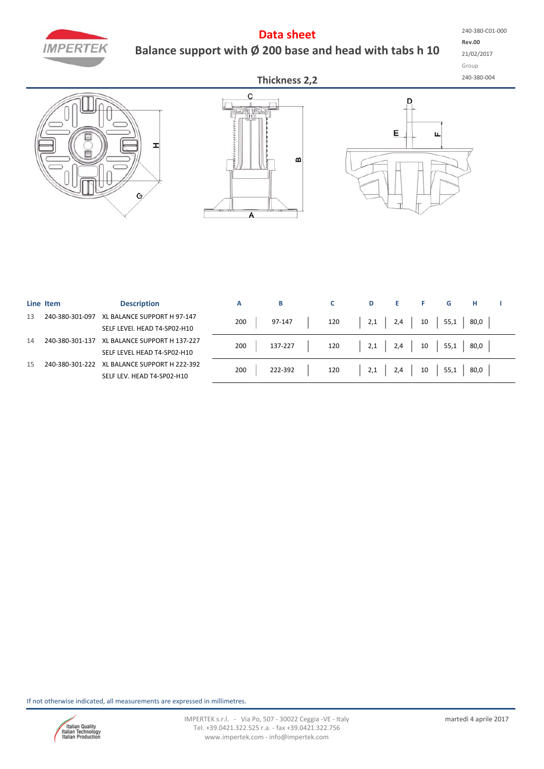# Data sheet

## Balance support with Ø 200 base and head with tabs h 10

240-380-C01-000
**Rev.00**
21/02/2017
Group
240-380-004

### Thickness 2,2

C
B
A
H
G
D
E
F

| Line | Item | Description | A | B | C | D | E | F | G | H | I |
|---|---|---|---|---|---|---|---|---|---|---|---|
| 13 | 240-380-301-097 | XL BALANCE SUPPORT H 97-147 SELF LEVEl. HEAD T4-SP02-H10 | 200 | 97-147 | 120 | 2,1 | 2,4 | 10 | 55,1 | 80,0 | |
| 14 | 240-380-301-137 | XL BALANCE SUPPORT H 137-227 SELF LEVEL HEAD T4-SP02-H10 | 200 | 137-227 | 120 | 2,1 | 2,4 | 10 | 55,1 | 80,0 | |
| 15 | 240-380-301-222 | XL BALANCE SUPPORT H 222-392 SELF LEV. HEAD T4-SP02-H10 | 200 | 222-392 | 120 | 2,1 | 2,4 | 10 | 55,1 | 80,0 | |

If not otherwise indicated, all measurements are expressed in millimetres.

Italian Quality
Italian Technology
Italian Production

IMPERTEK s.r.l. - Via Po, 507 - 30022 Ceggia -VE - Italy
Tel. +39.0421.322.525 r.a. - fax +39.0421.322.756
www.impertek.com - info@impertek.com

martedì 4 aprile 2017